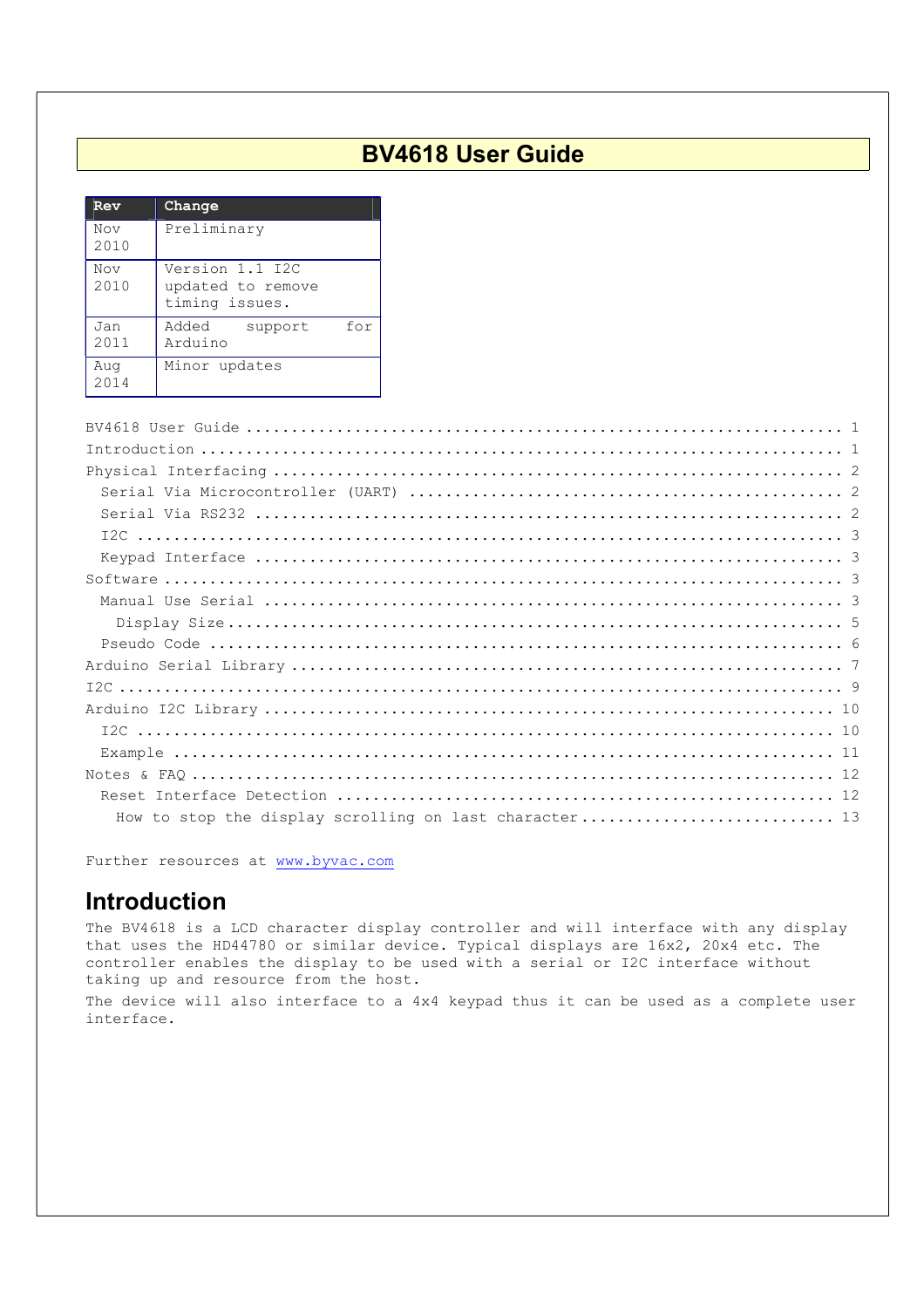# BV4618 User Guide

| Rev | Change |
|---|---|
| Nov 2010 | Preliminary |
| Nov 2010 | Version 1.1 I2C updated to remove timing issues. |
| Jan 2011 | Added support for Arduino |
| Aug 2014 | Minor updates |

BV4618 User Guide ..................................................................... 1
Introduction ............................................................................ 1
Physical Interfacing ................................................................. 2
  Serial Via Microcontroller (UART) ............................................... 2
  Serial Via RS232 ....................................................................... 2
  I2C .......................................................................................... 3
  Keypad Interface ........................................................................ 3
Software ..................................................................................... 3
  Manual Use Serial ....................................................................... 3
    Display Size.............................................................................. 5
  Pseudo Code ............................................................................... 6
Arduino Serial Library ................................................................. 7
I2C .............................................................................................. 9
Arduino I2C Library .................................................................... 10
  I2C .......................................................................................... 10
  Example ..................................................................................... 11
Notes & FAQ ............................................................................... 12
  Reset Interface Detection ........................................................... 12
    How to stop the display scrolling on last character........................ 13

Further resources at www.byvac.com

## Introduction

The BV4618 is a LCD character display controller and will interface with any display that uses the HD44780 or similar device. Typical displays are 16x2, 20x4 etc. The controller enables the display to be used with a serial or I2C interface without taking up and resource from the host.

The device will also interface to a 4x4 keypad thus it can be used as a complete user interface.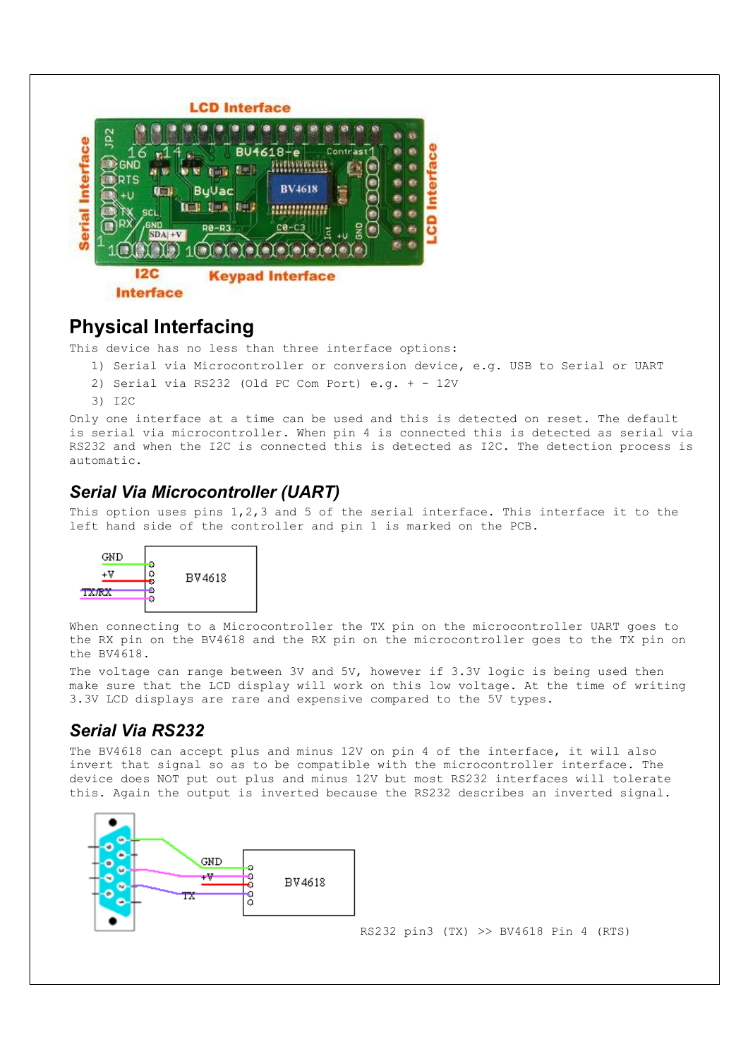LCD Interface

Serial Interface

I2C Interface

Keypad Interface

LCD Interface

## Physical Interfacing

This device has no less than three interface options:

1) Serial via Microcontroller or conversion device, e.g. USB to Serial or UART
2) Serial via RS232 (Old PC Com Port) e.g. + - 12V
3) I2C

Only one interface at a time can be used and this is detected on reset. The default is serial via microcontroller. When pin 4 is connected this is detected as serial via RS232 and when the I2C is connected this is detected as I2C. The detection process is automatic.

### *Serial Via Microcontroller (UART)*

This option uses pins 1,2,3 and 5 of the serial interface. This interface it to the left hand side of the controller and pin 1 is marked on the PCB.

GND

+V

TX/RX

BV4618

When connecting to a Microcontroller the TX pin on the microcontroller UART goes to the RX pin on the BV4618 and the RX pin on the microcontroller goes to the TX pin on the BV4618.

The voltage can range between 3V and 5V, however if 3.3V logic is being used then make sure that the LCD display will work on this low voltage. At the time of writing 3.3V LCD displays are rare and expensive compared to the 5V types.

### *Serial Via RS232*

The BV4618 can accept plus and minus 12V on pin 4 of the interface, it will also invert that signal so as to be compatible with the microcontroller interface. The device does NOT put out plus and minus 12V but most RS232 interfaces will tolerate this. Again the output is inverted because the RS232 describes an inverted signal.

GND

+V

TX

BV4618

RS232 pin3 (TX) >> BV4618 Pin 4 (RTS)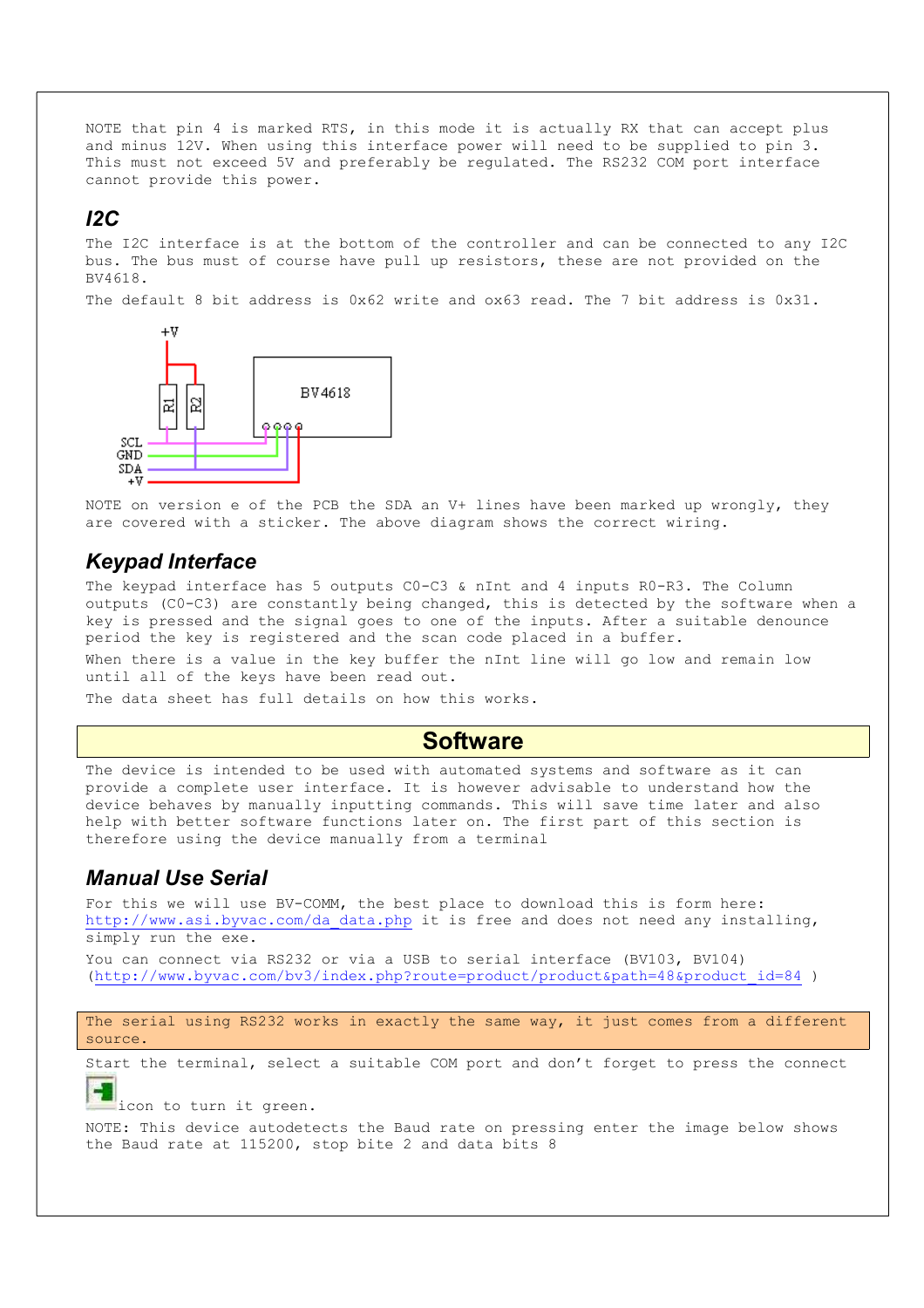NOTE that pin 4 is marked RTS, in this mode it is actually RX that can accept plus and minus 12V. When using this interface power will need to be supplied to pin 3. This must not exceed 5V and preferably be regulated. The RS232 COM port interface cannot provide this power.

## I2C

The I2C interface is at the bottom of the controller and can be connected to any I2C bus. The bus must of course have pull up resistors, these are not provided on the BV4618.

The default 8 bit address is 0x62 write and ox63 read. The 7 bit address is 0x31.

+V
R1
R2
BV4618
SCL
GND
SDA
+V

NOTE on version e of the PCB the SDA an V+ lines have been marked up wrongly, they are covered with a sticker. The above diagram shows the correct wiring.

## Keypad Interface

The keypad interface has 5 outputs C0-C3 & nInt and 4 inputs R0-R3. The Column outputs (C0-C3) are constantly being changed, this is detected by the software when a key is pressed and the signal goes to one of the inputs. After a suitable denounce period the key is registered and the scan code placed in a buffer.

When there is a value in the key buffer the nInt line will go low and remain low until all of the keys have been read out.

The data sheet has full details on how this works.

# Software

The device is intended to be used with automated systems and software as it can provide a complete user interface. It is however advisable to understand how the device behaves by manually inputting commands. This will save time later and also help with better software functions later on. The first part of this section is therefore using the device manually from a terminal

## Manual Use Serial

For this we will use BV-COMM, the best place to download this is form here: http://www.asi.byvac.com/da_data.php it is free and does not need any installing, simply run the exe.

You can connect via RS232 or via a USB to serial interface (BV103, BV104) (http://www.byvac.com/bv3/index.php?route=product/product&path=48&product_id=84 )

The serial using RS232 works in exactly the same way, it just comes from a different source.

Start the terminal, select a suitable COM port and don't forget to press the connect icon to turn it green.

NOTE: This device autodetects the Baud rate on pressing enter the image below shows the Baud rate at 115200, stop bite 2 and data bits 8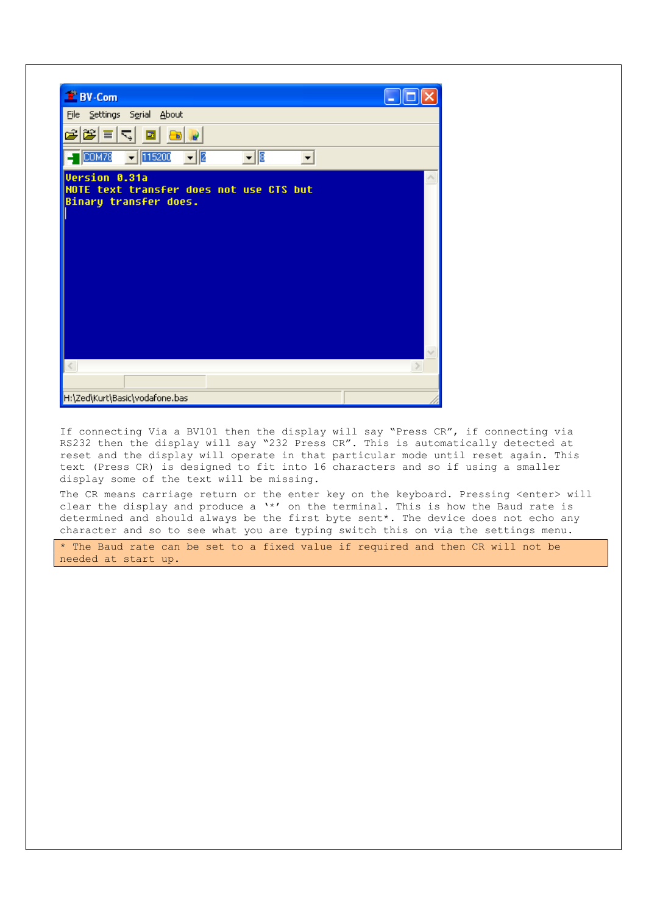If connecting Via a BV101 then the display will say “Press CR”, if connecting via RS232 then the display will say “232 Press CR”. This is automatically detected at reset and the display will operate in that particular mode until reset again. This text (Press CR) is designed to fit into 16 characters and so if using a smaller display some of the text will be missing.

The CR means carriage return or the enter key on the keyboard. Pressing <enter> will clear the display and produce a ‘*’ on the terminal. This is how the Baud rate is determined and should always be the first byte sent*. The device does not echo any character and so to see what you are typing switch this on via the settings menu.

> * The Baud rate can be set to a fixed value if required and then CR will not be needed at start up.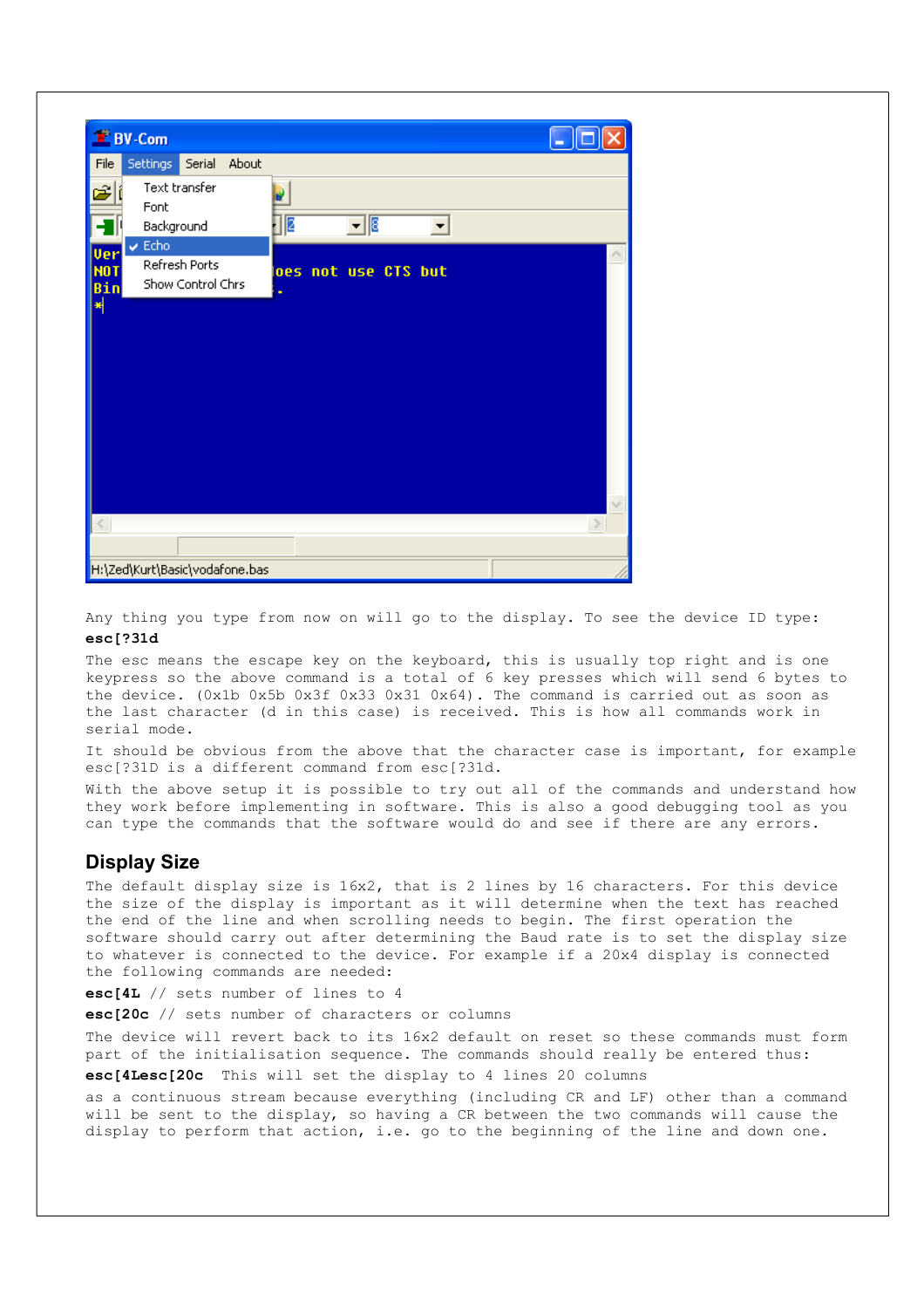Any thing you type from now on will go to the display. To see the device ID type:

**esc[?31d**

The esc means the escape key on the keyboard, this is usually top right and is one keypress so the above command is a total of 6 key presses which will send 6 bytes to the device. (0x1b 0x5b 0x3f 0x33 0x31 0x64). The command is carried out as soon as the last character (d in this case) is received. This is how all commands work in serial mode.

It should be obvious from the above that the character case is important, for example esc[?31D is a different command from esc[?31d.

With the above setup it is possible to try out all of the commands and understand how they work before implementing in software. This is also a good debugging tool as you can type the commands that the software would do and see if there are any errors.

## Display Size

The default display size is 16x2, that is 2 lines by 16 characters. For this device the size of the display is important as it will determine when the text has reached the end of the line and when scrolling needs to begin. The first operation the software should carry out after determining the Baud rate is to set the display size to whatever is connected to the device. For example if a 20x4 display is connected the following commands are needed:

**esc[4L** // sets number of lines to 4

**esc[20c** // sets number of characters or columns

The device will revert back to its 16x2 default on reset so these commands must form part of the initialisation sequence. The commands should really be entered thus:

**esc[4Lesc[20c** This will set the display to 4 lines 20 columns

as a continuous stream because everything (including CR and LF) other than a command will be sent to the display, so having a CR between the two commands will cause the display to perform that action, i.e. go to the beginning of the line and down one.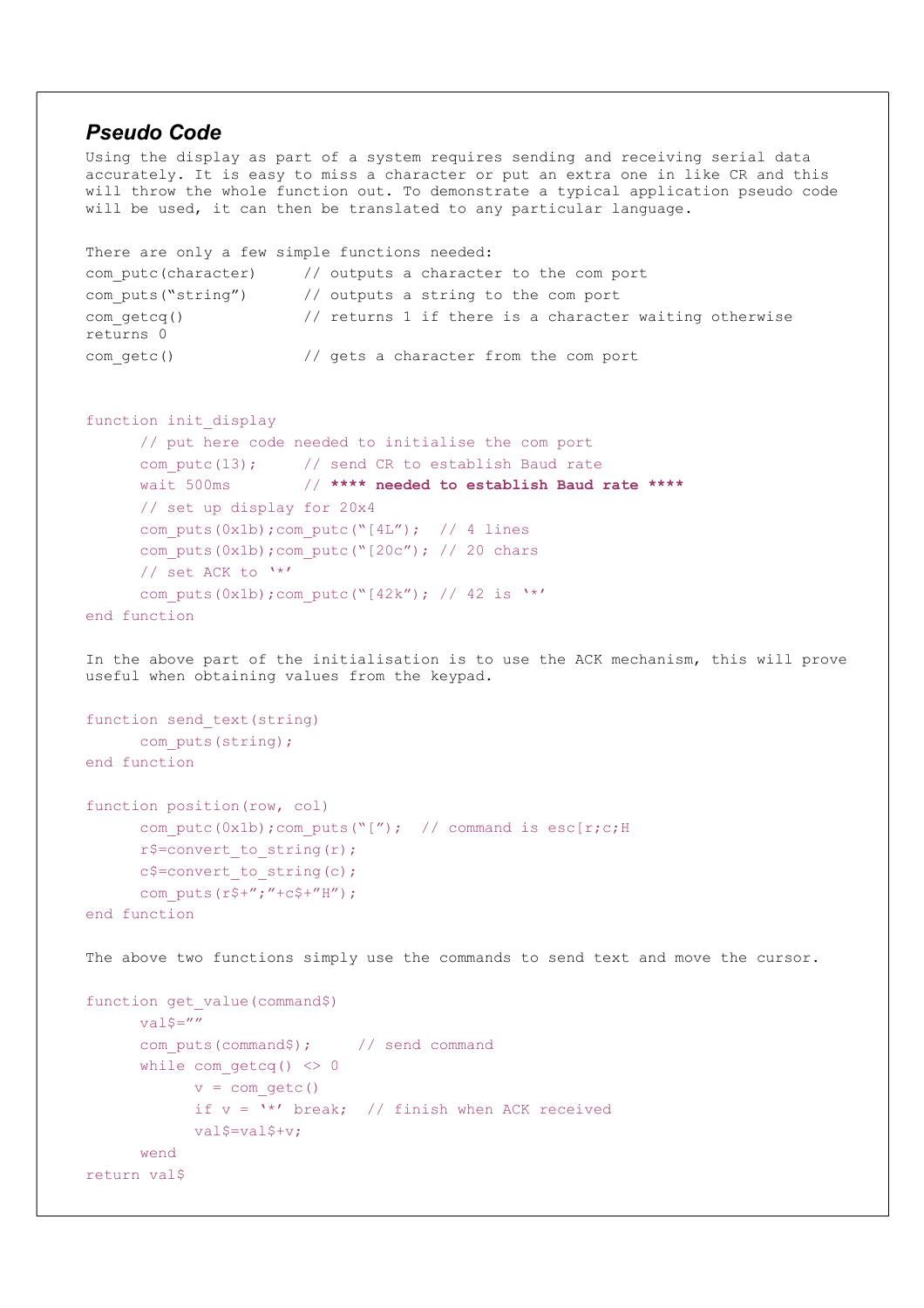### *Pseudo Code*

Using the display as part of a system requires sending and receiving serial data accurately. It is easy to miss a character or put an extra one in like CR and this will throw the whole function out. To demonstrate a typical application pseudo code will be used, it can then be translated to any particular language.

There are only a few simple functions needed:

```
com_putc(character)     // outputs a character to the com port
com_puts("string")      // outputs a string to the com port
com_getcq()             // returns 1 if there is a character waiting otherwise returns 0
com_getc()              // gets a character from the com port
```

```
function init_display
      // put here code needed to initialise the com port
      com_putc(13);     // send CR to establish Baud rate
      wait 500ms        // **** needed to establish Baud rate ****
      // set up display for 20x4
      com_puts(0x1b);com_putc("[4L");  // 4 lines
      com_puts(0x1b);com_putc("[20c"); // 20 chars
      // set ACK to '*'
      com_puts(0x1b);com_putc("[42k"); // 42 is '*'
end function
```

In the above part of the initialisation is to use the ACK mechanism, this will prove useful when obtaining values from the keypad.

```
function send_text(string)
      com_puts(string);
end function

function position(row, col)
      com_putc(0x1b);com_puts("[");  // command is esc[r;c;H
      r$=convert_to_string(r);
      c$=convert_to_string(c);
      com_puts(r$+";"+c$+"H");
end function
```

The above two functions simply use the commands to send text and move the cursor.

```
function get_value(command$)
      val$=""
      com_puts(command$);     // send command
      while com_getcq() <> 0
            v = com_getc()
            if v = '*' break;  // finish when ACK received
            val$=val$+v;
      wend
return val$
```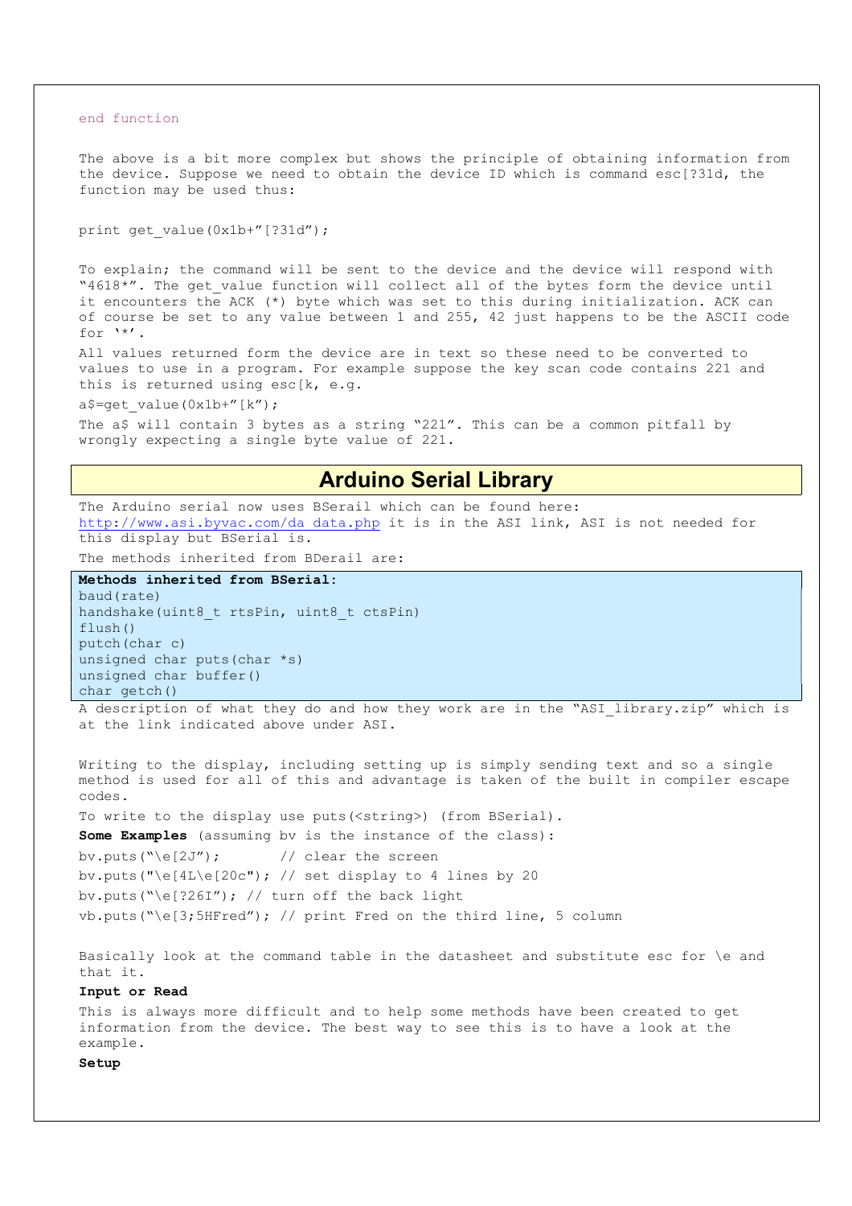```
end function
```

The above is a bit more complex but shows the principle of obtaining information from the device. Suppose we need to obtain the device ID which is command esc[?31d, the function may be used thus:

```
print get_value(0x1b+"[?31d");
```

To explain; the command will be sent to the device and the device will respond with "4618*". The get_value function will collect all of the bytes form the device until it encounters the ACK (*) byte which was set to this during initialization. ACK can of course be set to any value between 1 and 255, 42 just happens to be the ASCII code for '*'.

All values returned form the device are in text so these need to be converted to values to use in a program. For example suppose the key scan code contains 221 and this is returned using esc[k, e.g.

```
a$=get_value(0x1b+"[k");
```

The a$ will contain 3 bytes as a string "221". This can be a common pitfall by wrongly expecting a single byte value of 221.

## Arduino Serial Library

The Arduino serial now uses BSerail which can be found here: http://www.asi.byvac.com/da_data.php it is in the ASI link, ASI is not needed for this display but BSerial is.

The methods inherited from BDerail are:

**Methods inherited from BSerial:**

```
baud(rate)
handshake(uint8_t rtsPin, uint8_t ctsPin)
flush()
putch(char c)
unsigned char puts(char *s)
unsigned char buffer()
char getch()
```

A description of what they do and how they work are in the "ASI_library.zip" which is at the link indicated above under ASI.

Writing to the display, including setting up is simply sending text and so a single method is used for all of this and advantage is taken of the built in compiler escape codes.

To write to the display use puts(<string>) (from BSerial).

**Some Examples** (assuming bv is the instance of the class):

```
bv.puts("\e[2J");       // clear the screen
bv.puts("\e[4L\e[20c"); // set display to 4 lines by 20
bv.puts("\e[?26I"); // turn off the back light
vb.puts("\e[3;5HFred"); // print Fred on the third line, 5 column
```

Basically look at the command table in the datasheet and substitute esc for \e and that it.

**Input or Read**

This is always more difficult and to help some methods have been created to get information from the device. The best way to see this is to have a look at the example.

**Setup**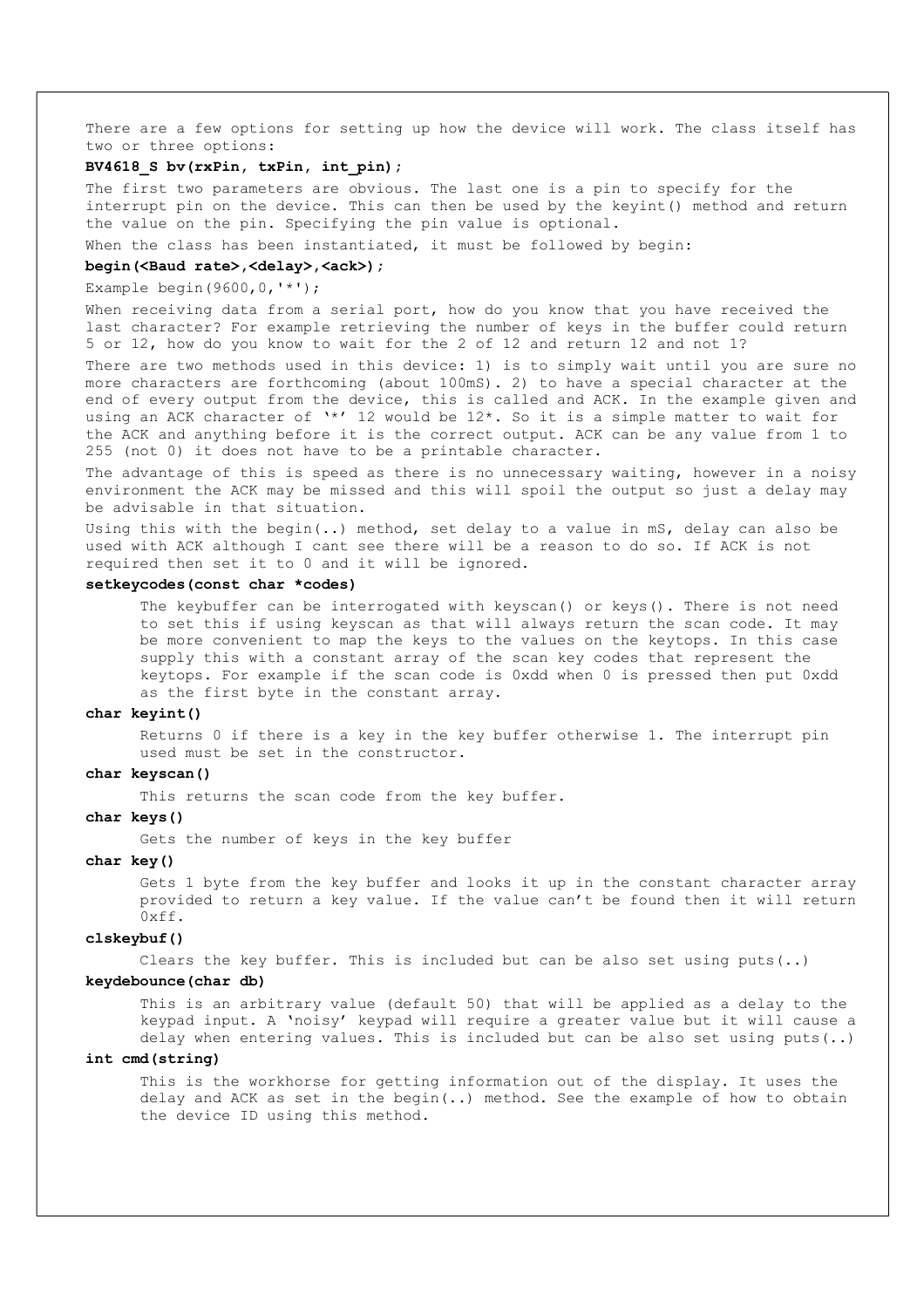There are a few options for setting up how the device will work. The class itself has two or three options:

**BV4618_S bv(rxPin, txPin, int_pin);**

The first two parameters are obvious. The last one is a pin to specify for the interrupt pin on the device. This can then be used by the keyint() method and return the value on the pin. Specifying the pin value is optional.

When the class has been instantiated, it must be followed by begin:

**begin(<Baud rate>,<delay>,<ack>);**

Example begin(9600,0,'*');

When receiving data from a serial port, how do you know that you have received the last character? For example retrieving the number of keys in the buffer could return 5 or 12, how do you know to wait for the 2 of 12 and return 12 and not 1?

There are two methods used in this device: 1) is to simply wait until you are sure no more characters are forthcoming (about 100mS). 2) to have a special character at the end of every output from the device, this is called and ACK. In the example given and using an ACK character of '*' 12 would be 12*. So it is a simple matter to wait for the ACK and anything before it is the correct output. ACK can be any value from 1 to 255 (not 0) it does not have to be a printable character.

The advantage of this is speed as there is no unnecessary waiting, however in a noisy environment the ACK may be missed and this will spoil the output so just a delay may be advisable in that situation.

Using this with the begin(..) method, set delay to a value in mS, delay can also be used with ACK although I cant see there will be a reason to do so. If ACK is not required then set it to 0 and it will be ignored.

**setkeycodes(const char *codes)**

The keybuffer can be interrogated with keyscan() or keys(). There is not need to set this if using keyscan as that will always return the scan code. It may be more convenient to map the keys to the values on the keytops. In this case supply this with a constant array of the scan key codes that represent the keytops. For example if the scan code is 0xdd when 0 is pressed then put 0xdd as the first byte in the constant array.

**char keyint()**

Returns 0 if there is a key in the key buffer otherwise 1. The interrupt pin used must be set in the constructor.

**char keyscan()**

This returns the scan code from the key buffer.

**char keys()**

Gets the number of keys in the key buffer

**char key()**

Gets 1 byte from the key buffer and looks it up in the constant character array provided to return a key value. If the value can't be found then it will return 0xff.

**clskeybuf()**

Clears the key buffer. This is included but can be also set using puts(..)

**keydebounce(char db)**

This is an arbitrary value (default 50) that will be applied as a delay to the keypad input. A 'noisy' keypad will require a greater value but it will cause a delay when entering values. This is included but can be also set using puts(..)

**int cmd(string)**

This is the workhorse for getting information out of the display. It uses the delay and ACK as set in the begin(..) method. See the example of how to obtain the device ID using this method.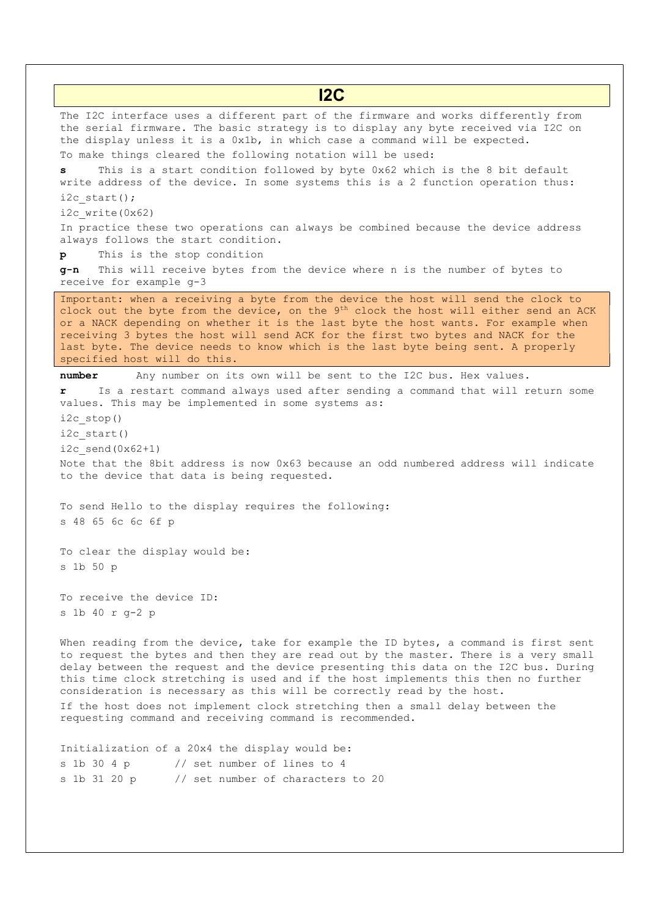## I2C

The I2C interface uses a different part of the firmware and works differently from the serial firmware. The basic strategy is to display any byte received via I2C on the display unless it is a 0x1b, in which case a command will be expected.

To make things cleared the following notation will be used:

**s** This is a start condition followed by byte 0x62 which is the 8 bit default write address of the device. In some systems this is a 2 function operation thus:

```
i2c_start();
i2c_write(0x62)
```

In practice these two operations can always be combined because the device address always follows the start condition.

**p** This is the stop condition

**g-n** This will receive bytes from the device where n is the number of bytes to receive for example g-3

> Important: when a receiving a byte from the device the host will send the clock to clock out the byte from the device, on the 9th clock the host will either send an ACK or a NACK depending on whether it is the last byte the host wants. For example when receiving 3 bytes the host will send ACK for the first two bytes and NACK for the last byte. The device needs to know which is the last byte being sent. A properly specified host will do this.

**number** Any number on its own will be sent to the I2C bus. Hex values.

**r** Is a restart command always used after sending a command that will return some values. This may be implemented in some systems as:

```
i2c_stop()
i2c_start()
i2c_send(0x62+1)
```

Note that the 8bit address is now 0x63 because an odd numbered address will indicate to the device that data is being requested.

To send Hello to the display requires the following:

```
s 48 65 6c 6c 6f p
```

To clear the display would be:

```
s 1b 50 p
```

To receive the device ID:

```
s 1b 40 r g-2 p
```

When reading from the device, take for example the ID bytes, a command is first sent to request the bytes and then they are read out by the master. There is a very small delay between the request and the device presenting this data on the I2C bus. During this time clock stretching is used and if the host implements this then no further consideration is necessary as this will be correctly read by the host.

If the host does not implement clock stretching then a small delay between the requesting command and receiving command is recommended.

Initialization of a 20x4 the display would be:

```
s 1b 30 4 p       // set number of lines to 4
s 1b 31 20 p      // set number of characters to 20
```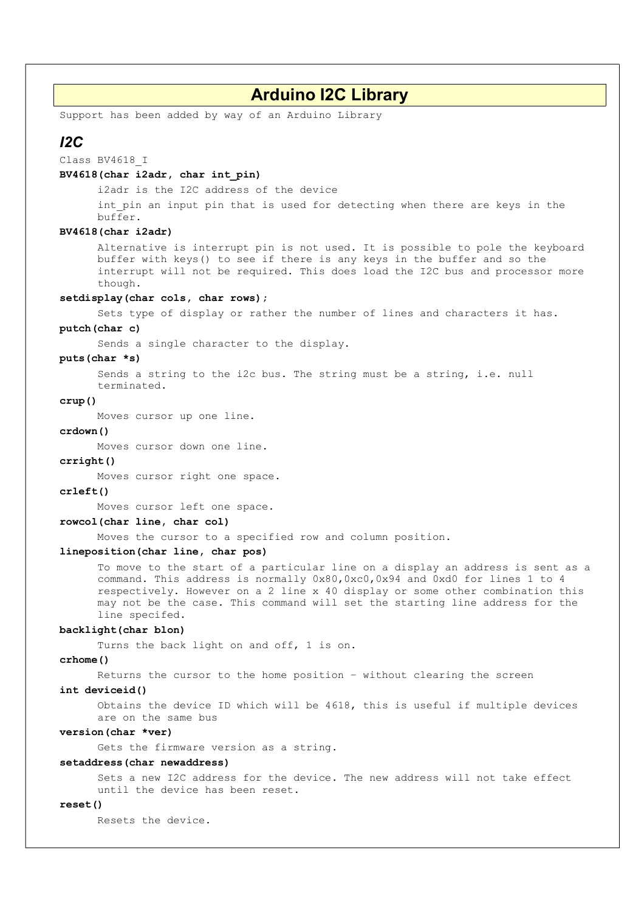# Arduino I2C Library

Support has been added by way of an Arduino Library

## *I2C*

Class BV4618_I

**BV4618(char i2adr, char int_pin)**

i2adr is the I2C address of the device

int_pin an input pin that is used for detecting when there are keys in the buffer.

**BV4618(char i2adr)**

Alternative is interrupt pin is not used. It is possible to pole the keyboard buffer with keys() to see if there is any keys in the buffer and so the interrupt will not be required. This does load the I2C bus and processor more though.

**setdisplay(char cols, char rows);**

Sets type of display or rather the number of lines and characters it has.

**putch(char c)**

Sends a single character to the display.

**puts(char *s)**

Sends a string to the i2c bus. The string must be a string, i.e. null terminated.

**crup()**

Moves cursor up one line.

**crdown()**

Moves cursor down one line.

**crright()**

Moves cursor right one space.

**crleft()**

Moves cursor left one space.

**rowcol(char line, char col)**

Moves the cursor to a specified row and column position.

**lineposition(char line, char pos)**

To move to the start of a particular line on a display an address is sent as a command. This address is normally 0x80,0xc0,0x94 and 0xd0 for lines 1 to 4 respectively. However on a 2 line x 40 display or some other combination this may not be the case. This command will set the starting line address for the line specifed.

**backlight(char blon)**

Turns the back light on and off, 1 is on.

**crhome()**

Returns the cursor to the home position – without clearing the screen

**int deviceid()**

Obtains the device ID which will be 4618, this is useful if multiple devices are on the same bus

**version(char *ver)**

Gets the firmware version as a string.

**setaddress(char newaddress)**

Sets a new I2C address for the device. The new address will not take effect until the device has been reset.

**reset()**

Resets the device.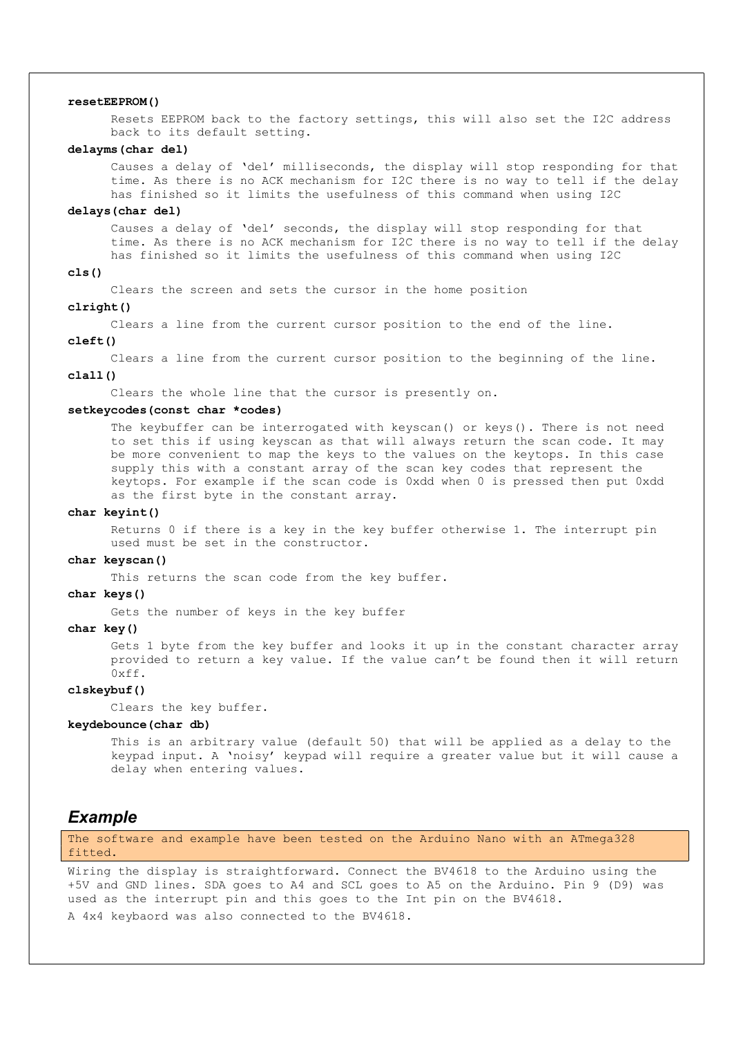**resetEEPROM()**

Resets EEPROM back to the factory settings, this will also set the I2C address back to its default setting.

**delayms(char del)**

Causes a delay of 'del' milliseconds, the display will stop responding for that time. As there is no ACK mechanism for I2C there is no way to tell if the delay has finished so it limits the usefulness of this command when using I2C

**delays(char del)**

Causes a delay of 'del' seconds, the display will stop responding for that time. As there is no ACK mechanism for I2C there is no way to tell if the delay has finished so it limits the usefulness of this command when using I2C

**cls()**

Clears the screen and sets the cursor in the home position

**clright()**

Clears a line from the current cursor position to the end of the line.

**cleft()**

Clears a line from the current cursor position to the beginning of the line.

**clall()**

Clears the whole line that the cursor is presently on.

**setkeycodes(const char *codes)**

The keybuffer can be interrogated with keyscan() or keys(). There is not need to set this if using keyscan as that will always return the scan code. It may be more convenient to map the keys to the values on the keytops. In this case supply this with a constant array of the scan key codes that represent the keytops. For example if the scan code is 0xdd when 0 is pressed then put 0xdd as the first byte in the constant array.

**char keyint()**

Returns 0 if there is a key in the key buffer otherwise 1. The interrupt pin used must be set in the constructor.

**char keyscan()**

This returns the scan code from the key buffer.

**char keys()**

Gets the number of keys in the key buffer

**char key()**

Gets 1 byte from the key buffer and looks it up in the constant character array provided to return a key value. If the value can't be found then it will return 0xff.

**clskeybuf()**

Clears the key buffer.

**keydebounce(char db)**

This is an arbitrary value (default 50) that will be applied as a delay to the keypad input. A 'noisy' keypad will require a greater value but it will cause a delay when entering values.

## *Example*

The software and example have been tested on the Arduino Nano with an ATmega328 fitted.

Wiring the display is straightforward. Connect the BV4618 to the Arduino using the +5V and GND lines. SDA goes to A4 and SCL goes to A5 on the Arduino. Pin 9 (D9) was used as the interrupt pin and this goes to the Int pin on the BV4618.

A 4x4 keybaord was also connected to the BV4618.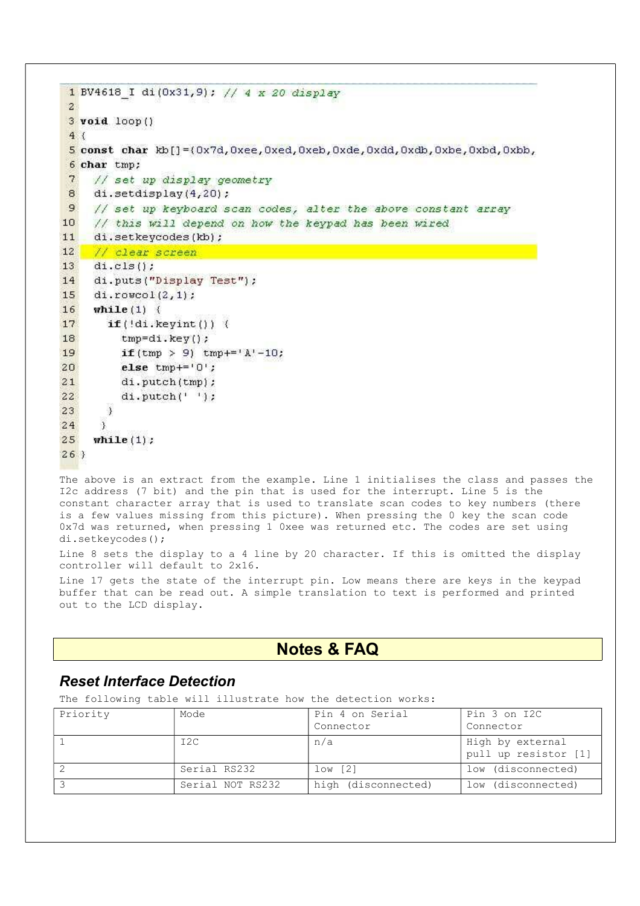```
1 BV4618_I di(0x31,9); // 4 x 20 display
2
3 void loop()
4 {
5 const char kb[]={0x7d,0xee,0xed,0xeb,0xde,0xdd,0xdb,0xbe,0xbd,0xbb,
6 char tmp;
7   // set up display geometry
8   di.setdisplay(4,20);
9   // set up keyboard scan codes, alter the above constant array
10  // this will depend on how the keypad has been wired
11  di.setkeycodes(kb);
12  // clear screen
13  di.cls();
14  di.puts("Display Test");
15  di.rowcol(2,1);
16  while(1) {
17    if(!di.keyint()) {
18      tmp=di.key();
19      if(tmp > 9) tmp+='A'-10;
20      else tmp+='0';
21      di.putch(tmp);
22      di.putch(' ');
23    }
24   }
25  while(1);
26 }
```

The above is an extract from the example. Line 1 initialises the class and passes the I2c address (7 bit) and the pin that is used for the interrupt. Line 5 is the constant character array that is used to translate scan codes to key numbers (there is a few values missing from this picture). When pressing the 0 key the scan code 0x7d was returned, when pressing 1 0xee was returned etc. The codes are set using di.setkeycodes();

Line 8 sets the display to a 4 line by 20 character. If this is omitted the display controller will default to 2x16.

Line 17 gets the state of the interrupt pin. Low means there are keys in the keypad buffer that can be read out. A simple translation to text is performed and printed out to the LCD display.

## Notes & FAQ

### *Reset Interface Detection*

The following table will illustrate how the detection works:

| Priority | Mode | Pin 4 on Serial Connector | Pin 3 on I2C Connector |
|---|---|---|---|
| 1 | I2C | n/a | High by external pull up resistor [1] |
| 2 | Serial RS232 | low [2] | low (disconnected) |
| 3 | Serial NOT RS232 | high (disconnected) | low (disconnected) |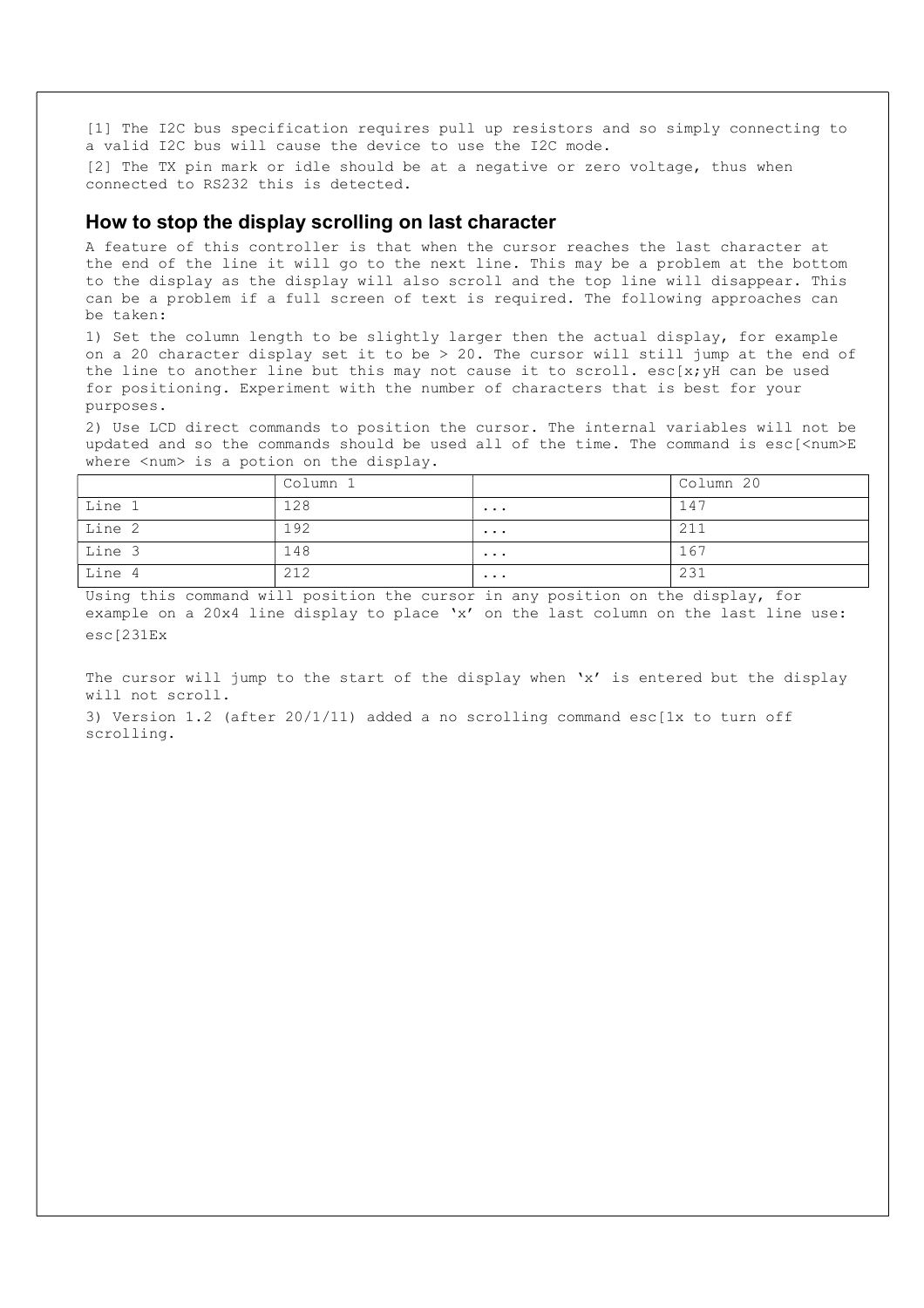[1] The I2C bus specification requires pull up resistors and so simply connecting to a valid I2C bus will cause the device to use the I2C mode.

[2] The TX pin mark or idle should be at a negative or zero voltage, thus when connected to RS232 this is detected.

## How to stop the display scrolling on last character

A feature of this controller is that when the cursor reaches the last character at the end of the line it will go to the next line. This may be a problem at the bottom to the display as the display will also scroll and the top line will disappear. This can be a problem if a full screen of text is required. The following approaches can be taken:

1) Set the column length to be slightly larger then the actual display, for example on a 20 character display set it to be > 20. The cursor will still jump at the end of the line to another line but this may not cause it to scroll. esc[x;yH can be used for positioning. Experiment with the number of characters that is best for your purposes.

2) Use LCD direct commands to position the cursor. The internal variables will not be updated and so the commands should be used all of the time. The command is esc[<num>E where <num> is a potion on the display.

| | Column 1 | | Column 20 |
|---|---|---|---|
| Line 1 | 128 | ... | 147 |
| Line 2 | 192 | ... | 211 |
| Line 3 | 148 | ... | 167 |
| Line 4 | 212 | ... | 231 |

Using this command will position the cursor in any position on the display, for example on a 20x4 line display to place 'x' on the last column on the last line use: esc[231Ex

The cursor will jump to the start of the display when 'x' is entered but the display will not scroll.

3) Version 1.2 (after 20/1/11) added a no scrolling command esc[1x to turn off scrolling.